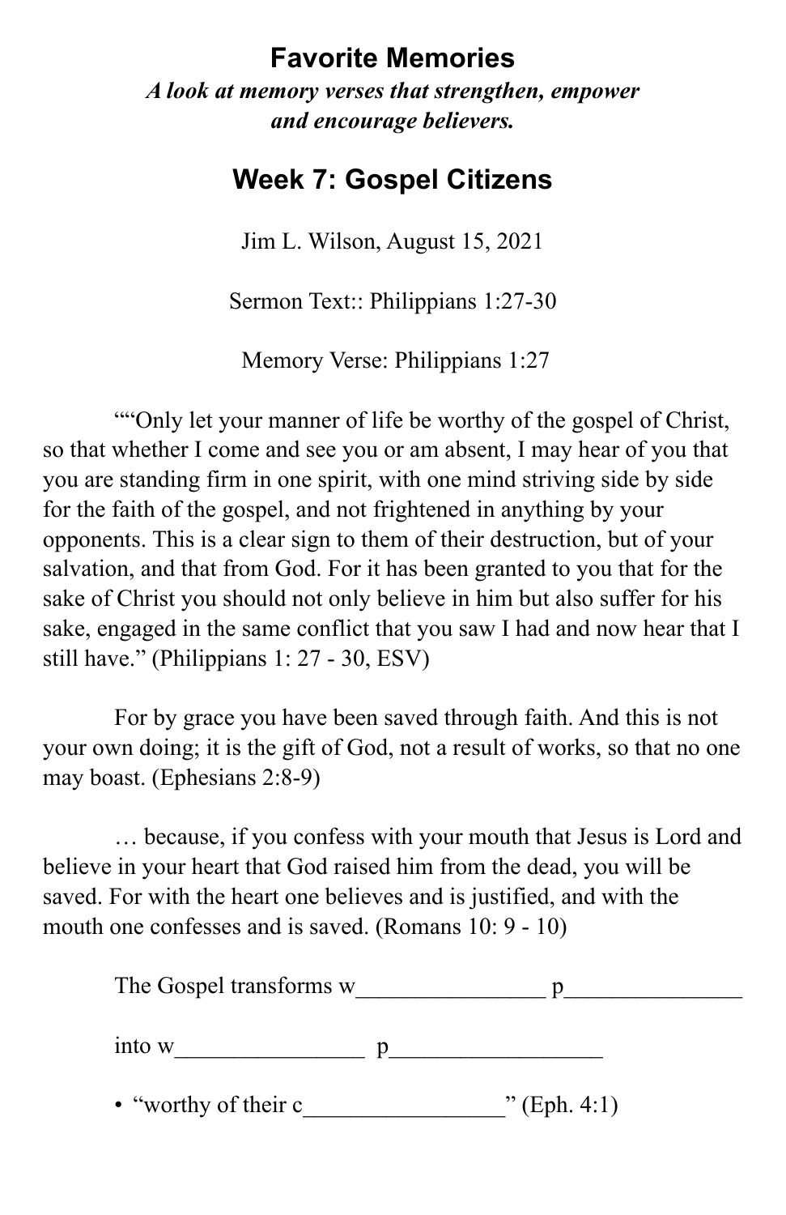# Favorite Memories

***A look at memory verses that strengthen, empower and encourage believers.***

## Week 7: Gospel Citizens

Jim L. Wilson, August 15, 2021

Sermon Text:: Philippians 1:27-30

Memory Verse: Philippians 1:27

""Only let your manner of life be worthy of the gospel of Christ, so that whether I come and see you or am absent, I may hear of you that you are standing firm in one spirit, with one mind striving side by side for the faith of the gospel, and not frightened in anything by your opponents. This is a clear sign to them of their destruction, but of your salvation, and that from God. For it has been granted to you that for the sake of Christ you should not only believe in him but also suffer for his sake, engaged in the same conflict that you saw I had and now hear that I still have." (Philippians 1: 27 - 30, ESV)

For by grace you have been saved through faith. And this is not your own doing; it is the gift of God, not a result of works, so that no one may boast. (Ephesians 2:8-9)

… because, if you confess with your mouth that Jesus is Lord and believe in your heart that God raised him from the dead, you will be saved. For with the heart one believes and is justified, and with the mouth one confesses and is saved. (Romans 10: 9 - 10)

The Gospel transforms w________________ p_______________

into w________________ p__________________

- "worthy of their c_________________" (Eph. 4:1)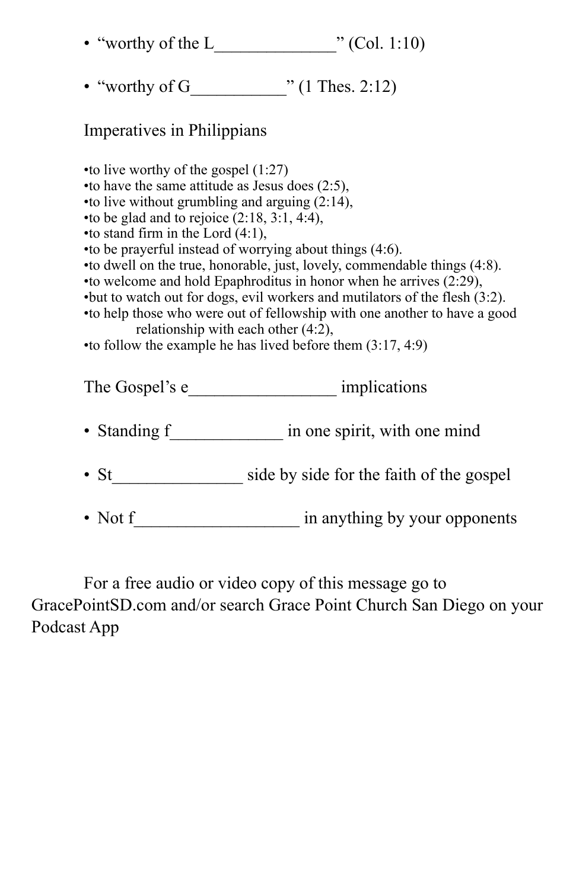- "worthy of the L______________" (Col. 1:10)

- "worthy of G___________" (1 Thes. 2:12)

Imperatives in Philippians

- to live worthy of the gospel (1:27)
- to have the same attitude as Jesus does (2:5),
- to live without grumbling and arguing (2:14),
- to be glad and to rejoice (2:18, 3:1, 4:4),
- to stand firm in the Lord (4:1),
- to be prayerful instead of worrying about things (4:6).
- to dwell on the true, honorable, just, lovely, commendable things (4:8).
- to welcome and hold Epaphroditus in honor when he arrives (2:29),
- but to watch out for dogs, evil workers and mutilators of the flesh (3:2).
- to help those who were out of fellowship with one another to have a good relationship with each other (4:2),
- to follow the example he has lived before them (3:17, 4:9)

The Gospel's e_________________ implications

- Standing f_____________ in one spirit, with one mind

- St_______________ side by side for the faith of the gospel

- Not f___________________ in anything by your opponents

For a free audio or video copy of this message go to GracePointSD.com and/or search Grace Point Church San Diego on your Podcast App